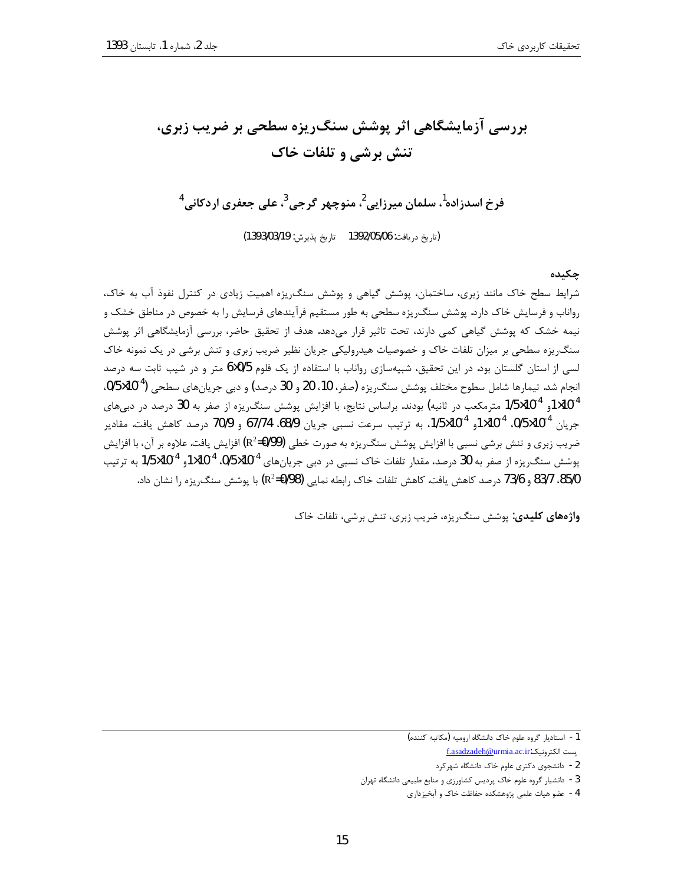# بررسی آزمایشگاهی اثر پوشش سنگ‌ریزه سطحی بر ضریب زبری، تنش برشی و تلفات خاک

**فرخ اسدزاده[1]، سلمان میرزایی[2]، منوچهر گرجی[3]، علی جعفری اردکانی[4]**

(تاریخ دریافت: 1392/05/06 تاریخ پذیرش: 1393/03/19)

## چکیده

شرایط سطح خاک مانند زبری، ساختمان، پوشش گیاهی و پوشش سنگ‌ریزه اهمیت زیادی در کنترل نفوذ آب به خاک، رواناب و فرسایش خاک دارد. پوشش سنگ‌ریزه سطحی به طور مستقیم فرآیندهای فرسایش را به خصوص در مناطق خشک و نیمه خشک که پوشش گیاهی کمی دارند، تحت تاثیر قرار می‌دهد. هدف از تحقیق حاضر، بررسی آزمایشگاهی اثر پوشش سنگ‌ریزه سطحی بر میزان تلفات خاک و خصوصیات هیدرولیکی جریان نظیر ضریب زبری و تنش برشی در یک نمونه خاک لسی از استان گلستان بود. در این تحقیق، شبیه‌سازی رواناب با استفاده از یک فلوم 6×0/5 متر و در شیب ثابت سه درصد انجام شد. تیمارها شامل سطوح مختلف پوشش سنگ‌ریزه (صفر، 10، 20 و 30 درصد) و دبی جریان‌های سطحی ($0/5\times10^{-4}$، $1\times10^{-4}$ و $1/5\times10^{-4}$ مترمکعب در ثانیه) بودند. براساس نتایج، با افزایش پوشش سنگ‌ریزه از صفر به 30 درصد در دبی‌های جریان $0/5\times10^{-4}$، $1\times10^{-4}$ و $1/5\times10^{-4}$، به ترتیب سرعت نسبی جریان 68/9، 67/74 و 70/9 درصد کاهش یافت. مقادیر ضریب زبری و تنش برشی نسبی با افزایش پوشش سنگ‌ریزه به صورت خطی ($R^2=0/99$) افزایش یافت. علاوه بر آن، با افزایش پوشش سنگ‌ریزه از صفر به 30 درصد، مقدار تلفات خاک نسبی در دبی جریان‌های $0/5\times10^{-4}$، $1\times10^{-4}$ و $1/5\times10^{-4}$ به ترتیب 85/0، 83/7 و 73/6 درصد کاهش یافت. کاهش تلفات خاک رابطه نمایی ($R^2=0/98$) با پوشش سنگ‌ریزه را نشان داد.

**واژه‌های کلیدی:** پوشش سنگ‌ریزه، ضریب زبری، تنش برشی، تلفات خاک

---

1 - استادیار گروه علوم خاک دانشگاه ارومیه (مکاتبه کننده)

پست الکترونیک: f.asadzadeh@urmia.ac.ir

2 - دانشجوی دکتری علوم خاک دانشگاه شهرکرد

3 - دانشیار گروه علوم خاک پردیس کشاورزی و منابع طبیعی دانشگاه تهران

4 - عضو هیات علمی پژوهشکده حفاظت خاک و آبخیزداری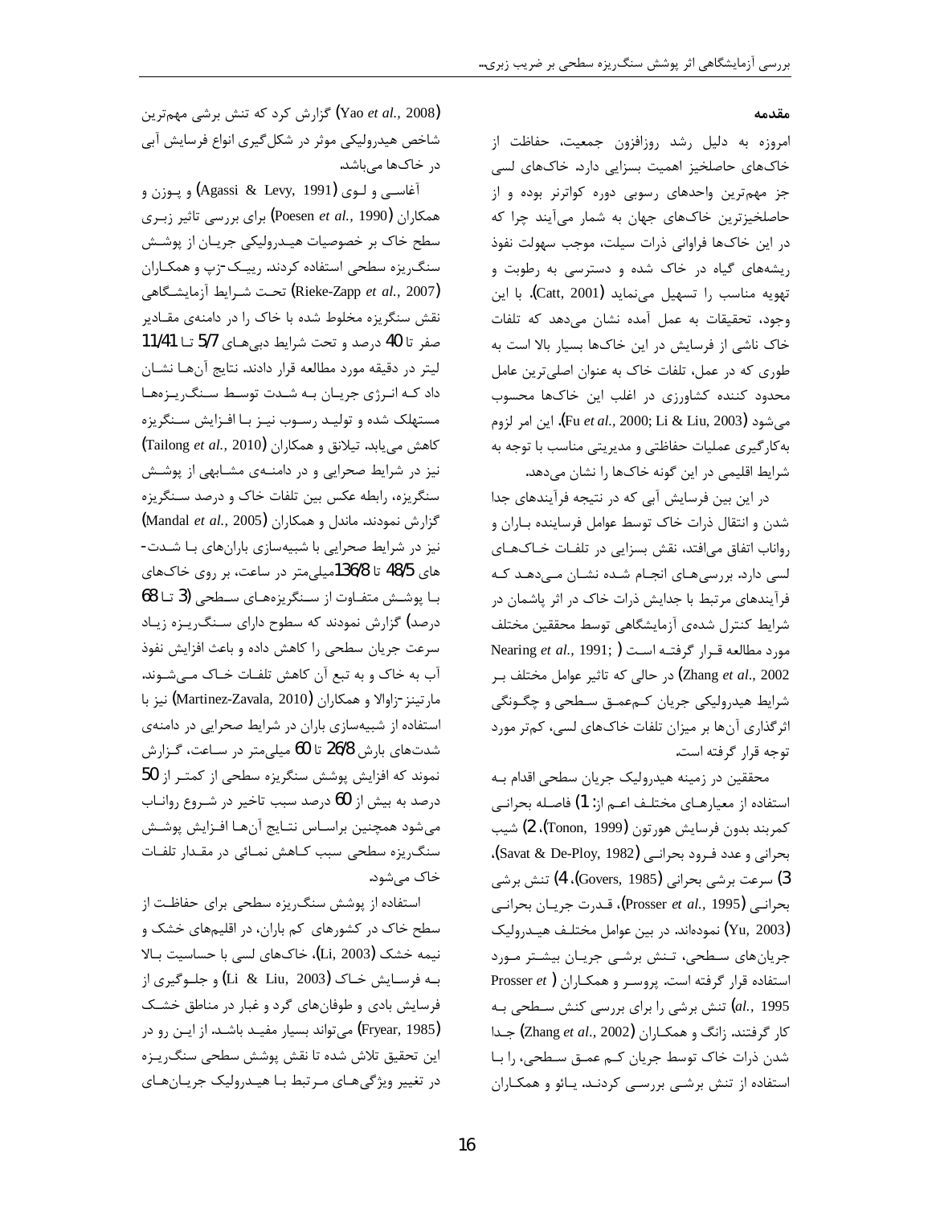## مقدمه

امروزه به دلیل رشد روزافزون جمعیت، حفاظت از خاک‌های حاصلخیز اهمیت بسزایی دارد. خاک‌های لسی جز مهم‌ترین واحدهای رسوبی دوره کواترنر بوده و از حاصلخیزترین خاک‌های جهان به شمار می‌آیند چرا که در این خاک‌ها فراوانی ذرات سیلت، موجب سهولت نفوذ ریشه‌های گیاه در خاک شده و دسترسی به رطوبت و تهویه مناسب را تسهیل می‌نماید (Catt, 2001). با این وجود، تحقیقات به عمل آمده نشان می‌دهد که تلفات خاک ناشی از فرسایش در این خاک‌ها بسیار بالا است به طوری که در عمل، تلفات خاک به عنوان اصلی‌ترین عامل محدود کننده کشاورزی در اغلب این خاک‌ها محسوب می‌شود (Fu *et al.*, 2000; Li & Liu, 2003). این امر لزوم به‌کارگیری عملیات حفاظتی و مدیریتی مناسب با توجه به شرایط اقلیمی در این گونه خاک‌ها را نشان می‌دهد.

در این بین فرسایش آبی که در نتیجه فرآیندهای جدا شدن و انتقال ذرات خاک توسط عوامل فرساینده باران و رواناب اتفاق می‌افتد، نقش بسزایی در تلفات خاک‌های لسی دارد. بررسی‌های انجام شده نشان می‌دهد که فرآیندهای مرتبط با جدایش ذرات خاک در اثر پاشمان در شرایط کنترل شده‌ی آزمایشگاهی توسط محققین مختلف مورد مطالعه قرار گرفته است (Nearing *et al.*, 1991; Zhang *et al.*, 2002) در حالی که تاثیر عوامل مختلف بر شرایط هیدرولیکی جریان کم‌عمق سطحی و چگونگی اثرگذاری آن‌ها بر میزان تلفات خاک‌های لسی، کم‌تر مورد توجه قرار گرفته است.

محققین در زمینه هیدرولیک جریان سطحی اقدام به استفاده از معیارهای مختلف اعم از: 1) فاصله بحرانی کمربند بدون فرسایش هورتون (Tonon, 1999)، 2) شیب بحرانی و عدد فرود بحرانی (Savat & De-Ploy, 1982)، 3) سرعت برشی بحرانی (Govers, 1985)، 4) تنش برشی بحرانی (Prosser *et al.*, 1995)، قدرت جریان بحرانی (Yu, 2003) نموده‌اند. در بین عوامل مختلف هیدرولیک جریان‌های سطحی، تنش برشی جریان بیشتر مورد استفاده قرار گرفته است. پروسر و همکاران (Prosser *et al.*, 1995) تنش برشی را برای بررسی کنش سطحی به کار گرفتند. زانگ و همکاران (Zhang *et al.*, 2002) جدا شدن ذرات خاک توسط جریان کم عمق سطحی، را با استفاده از تنش برشی بررسی کردند. یائو و همکاران (Yao *et al.*, 2008) گزارش کرد که تنش برشی مهم‌ترین شاخص هیدرولیکی موثر در شکل‌گیری انواع فرسایش آبی در خاک‌ها می‌باشد.

آغاسی و لوی (Agassi & Levy, 1991) و پوزن و همکاران (Poesen *et al.*, 1990) برای بررسی تاثیر زبری سطح خاک بر خصوصیات هیدرولیکی جریان از پوشش سنگ‌ریزه سطحی استفاده کردند. ریبک-زپ و همکاران (Rieke-Zapp *et al.*, 2007) تحت شرایط آزمایشگاهی نقش سنگریزه مخلوط شده با خاک را در دامنه‌ی مقادیر صفر تا 40 درصد و تحت شرایط دبی‌های 5/7 تا 11/41 لیتر در دقیقه مورد مطالعه قرار دادند. نتایج آن‌ها نشان داد که انرژی جریان به شدت توسط سنگ‌ریزه‌ها مستهلک شده و تولید رسوب نیز با افزایش سنگریزه کاهش می‌یابد. تیلاتق و همکاران (Tailong *et al.*, 2010) نیز در شرایط صحرایی و در دامنه‌ی مشابهی از پوشش سنگریزه، رابطه عکس بین تلفات خاک و درصد سنگریزه گزارش نمودند. ماندل و همکاران (Mandal *et al.*, 2005) نیز در شرایط صحرایی با شبیه‌سازی باران‌های با شدت‌های 48/5 تا 136/8 میلی‌متر در ساعت، بر روی خاک‌های با پوشش متفاوت از سنگریزه‌های سطحی (3 تا 68 درصد) گزارش نمودند که سطوح دارای سنگ‌ریزه زیاد سرعت جریان سطحی را کاهش داده و باعث افزایش نفوذ آب به خاک و به تبع آن کاهش تلفات خاک می‌شوند. مارتینز-زاوالا و همکاران (Martinez-Zavala, 2010) نیز با استفاده از شبیه‌سازی باران در شرایط صحرایی در دامنه‌ی شدت‌های بارش 26/8 تا 60 میلی‌متر در ساعت، گزارش نمودند که افزایش پوشش سنگریزه سطحی از کمتر از 50 درصد به بیش از 60 درصد سبب تاخیر در شروع رواناب می‌شود همچنین براساس نتایج آن‌ها افزایش پوشش سنگ‌ریزه سطحی سبب کاهش نمائی در مقدار تلفات خاک می‌شود.

استفاده از پوشش سنگ‌ریزه سطحی برای حفاظت از سطح خاک در کشورهای کم باران، در اقلیم‌های خشک و نیمه خشک (Li, 2003)، خاک‌های لسی با حساسیت بالا به فرسایش خاک (Li & Liu, 2003) و جلوگیری از فرسایش بادی و طوفان‌های گرد و غبار در مناطق خشک (Fryear, 1985) می‌تواند بسیار مفید باشد. از این رو در این تحقیق تلاش شده تا نقش پوشش سطحی سنگ‌ریزه در تغییر ویژگی‌های مرتبط با هیدرولیک جریان‌های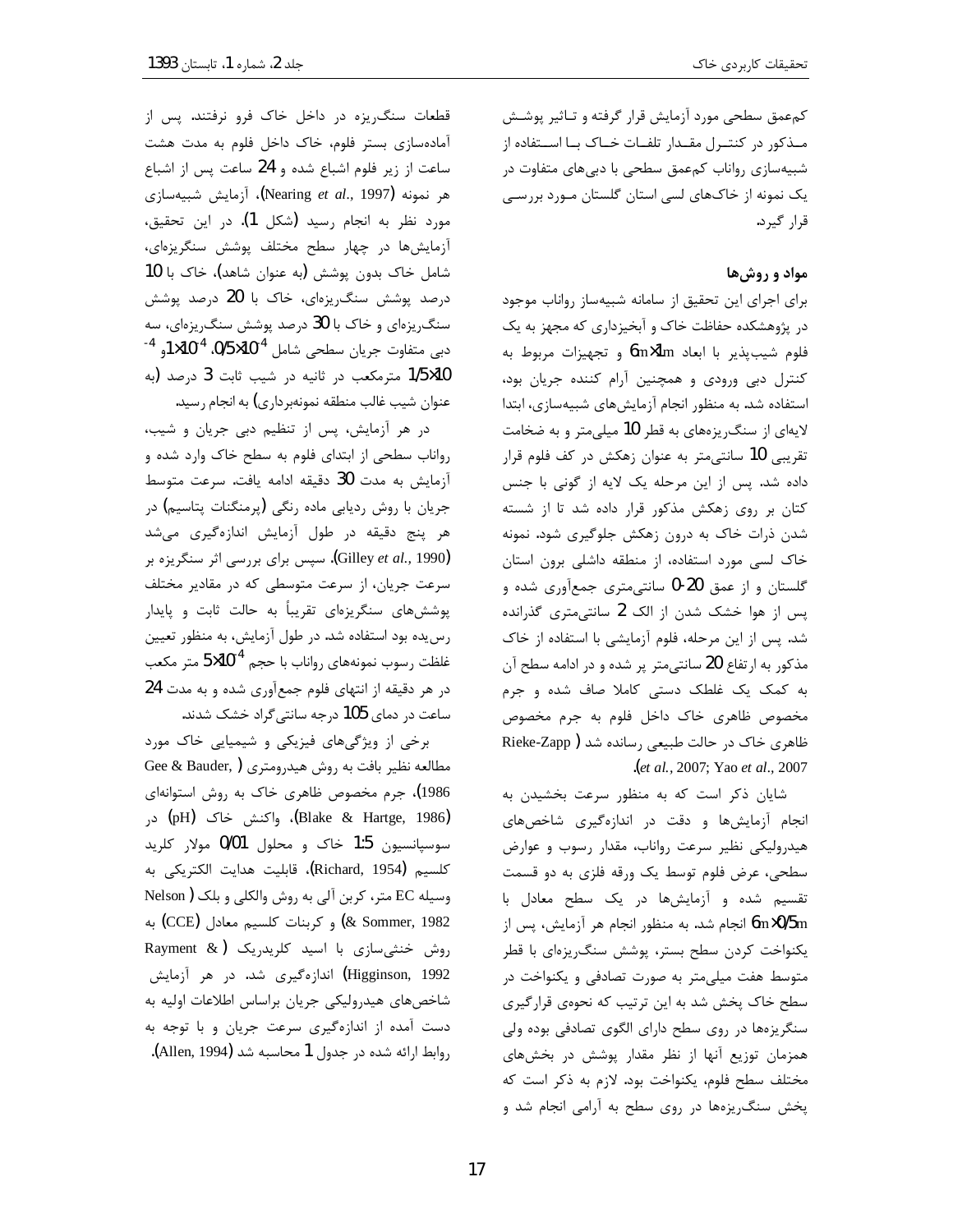کم‌عمق سطحی مورد آزمایش قرار گرفته و تـاثیر پوشـش مـذکور در کنتـرل مقـدار تلفـات خـاک بـا اسـتفاده از شبیه‌سازی رواناب کم‌عمق سطحی با دبی‌های متفاوت در یک نمونه از خاک‌های لسی استان گلستان مـورد بررسـی قرار گیرد.

## مواد و روش‌ها

برای اجرای این تحقیق از سامانه شبیه‌ساز رواناب موجود در پژوهشکده حفاظت خاک و آبخیزداری که مجهز به یک فلوم شیب‌پذیر با ابعاد 6m×1m و تجهیزات مربوط به کنترل دبی ورودی و همچنین آرام کننده جریان بود، استفاده شد. به منظور انجام آزمایش‌های شبیه‌سازی، ابتدا لایه‌ای از سنگ‌ریزه‌های به قطر 10 میلی‌متر و به ضخامت تقریبی 10 سانتی‌متر به عنوان زهکش در کف فلوم قرار داده شد. پس از این مرحله یک لایه از گونی با جنس کتان بر روی زهکش مذکور قرار داده شد تا از شسته شدن ذرات خاک به درون زهکش جلوگیری شود. نمونه خاک لسی مورد استفاده، از منطقه داشلی برون استان گلستان و از عمق 20-0 سانتی‌متری جمع‌آوری شده و پس از هوا خشک شدن از الک 2 سانتی‌متری گذرانده شد. پس از این مرحله، فلوم آزمایشی با استفاده از خاک مذکور به ارتفاع 20 سانتی‌متر پر شده و در ادامه سطح آن به کمک یک غلطک دستی کاملا صاف شده و جرم مخصوص ظاهری خاک داخل فلوم به جرم مخصوص ظاهری خاک در حالت طبیعی رسانده شد (Rieke-Zapp *et al.*, 2007; Yao *et al.*, 2007).

شایان ذکر است که به منظور سرعت بخشیدن به انجام آزمایش‌ها و دقت در اندازه‌گیری شاخص‌های هیدرولیکی نظیر سرعت رواناب، مقدار رسوب و عوارض سطحی، عرض فلوم توسط یک ورقه فلزی به دو قسمت تقسیم شده و آزمایش‌ها در یک سطح معادل با 6m×0/5m انجام شد. به منظور انجام هر آزمایش، پس از یکنواخت کردن سطح بستر، پوشش سنگ‌ریزه‌ای با قطر متوسط هفت میلی‌متر به صورت تصادفی و یکنواخت در سطح خاک پخش شد به این ترتیب که نحوه‌ی قرارگیری سنگ‌ریزه‌ها در روی سطح دارای الگوی تصادفی بوده ولی همزمان توزیع آنها از نظر مقدار پوشش در بخش‌های مختلف سطح فلوم، یکنواخت بود. لازم به ذکر است که پخش سنگ‌ریزه‌ها در روی سطح به آرامی انجام شد و قطعات سنگ‌ریزه در داخل خاک فرو نرفتند. پس از آماده‌سازی بستر فلوم، خاک داخل فلوم به مدت هشت ساعت از زیر فلوم اشباع شده و 24 ساعت پس از اشباع هر نمونه (Nearing *et al.*, 1997)، آزمایش شبیه‌سازی مورد نظر به انجام رسید (شکل 1). در این تحقیق، آزمایش‌ها در چهار سطح مختلف پوشش سنگ‌ریزه‌ای، شامل خاک بدون پوشش (به عنوان شاهد)، خاک با 10 درصد پوشش سنگ‌ریزه‌ای، خاک با 20 درصد پوشش سنگ‌ریزه‌ای و خاک با 30 درصد پوشش سنگ‌ریزه‌ای، سه دبی متفاوت جریان سطحی شامل $0/5\times10^{-4}$، $1\times10^{-4}$ و $1/5\times10^{-4}$ مترمکعب در ثانیه در شیب ثابت 3 درصد (به عنوان شیب غالب منطقه نمونه‌برداری) به انجام رسید.

در هر آزمایش، پس از تنظیم دبی جریان و شیب، رواناب سطحی از ابتدای فلوم به سطح خاک وارد شده و آزمایش به مدت 30 دقیقه ادامه یافت. سرعت متوسط جریان با روش ردیابی ماده رنگی (پرمنگنات پتاسیم) در هر پنج دقیقه در طول آزمایش اندازه‌گیری می‌شد (Gilley *et al.*, 1990). سپس برای بررسی اثر سنگ‌ریزه بر سرعت جریان، از سرعت متوسطی که در مقادیر مختلف پوشش‌های سنگ‌ریزه‌ای تقریباً به حالت ثابت و پایدار رس‌یده بود استفاده شد. در طول آزمایش، به منظور تعیین غلظت رسوب نمونه‌های رواناب با حجم $5\times10^{-4}$ متر مکعب در هر دقیقه از انتهای فلوم جمع‌آوری شده و به مدت 24 ساعت در دمای 105 درجه سانتی‌گراد خشک شدند.

برخی از ویژگی‌های فیزیکی و شیمیایی خاک مورد مطالعه نظیر بافت به روش هیدرومتری (Gee & Bauder, 1986)، جرم مخصوص ظاهری خاک به روش استوانه‌ای (Blake & Hartge, 1986)، واکنش خاک (pH) در سوسپانسیون 1:5 خاک و محلول 0/01 مولار کلرید کلسیم (Richard, 1954)، قابلیت هدایت الکتریکی به وسیله EC متر، کربن آلی به روش والکلی و بلک (Nelson & Sommer, 1982) و کربنات کلسیم معادل (CCE) به روش خنثی‌سازی با اسید کلریدریک (Rayment & Higginson, 1992) اندازه‌گیری شد. در هر آزمایش شاخص‌های هیدرولیکی جریان براساس اطلاعات اولیه به دست آمده از اندازه‌گیری سرعت جریان و با توجه به روابط ارائه شده در جدول 1 محاسبه شد (Allen, 1994).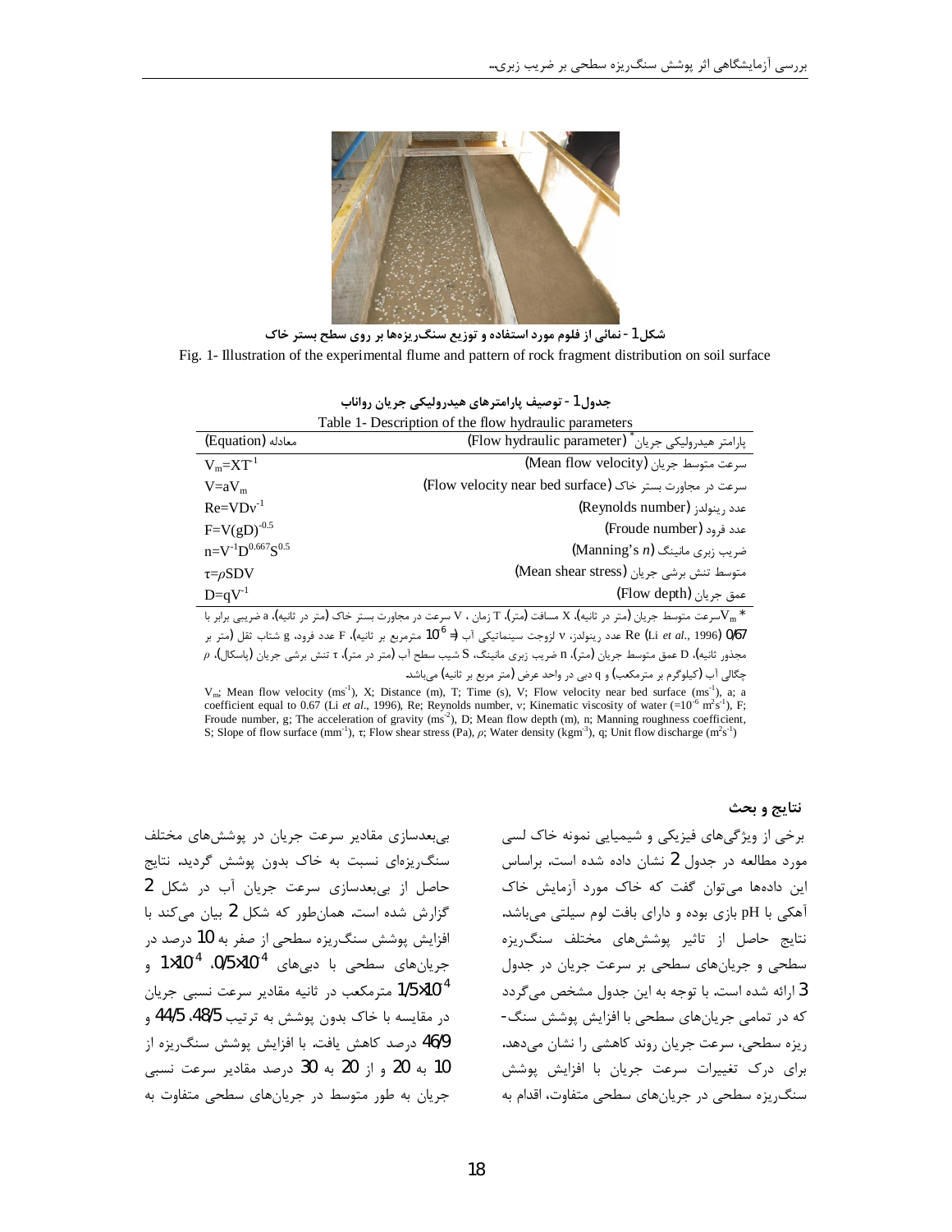**شکل1 - نمائی از فلوم مورد استفاده و توزیع سنگ‌ریزه‌ها بر روی سطح بستر خاک**

Fig. 1- Illustration of the experimental flume and pattern of rock fragment distribution on soil surface

**جدول1 - توصیف پارامترهای هیدرولیکی جریان رواناب**

Table 1- Description of the flow hydraulic parameters

| پارامتر هیدرولیکی جریان* (Flow hydraulic parameter) | معادله (Equation) |
|---|---|
| سرعت متوسط جریان (Mean flow velocity) | $V_m=XT^{-1}$ |
| سرعت در مجاورت بستر خاک (Flow velocity near bed surface) | $V=aV_m$ |
| عدد رینولدز (Reynolds number) | $Re=VDv^{-1}$ |
| عدد فرود (Froude number) | $F=V(gD)^{-0.5}$ |
| ضریب زبری مانینگ (Manning's *n*) | $n=V^{-1}D^{0.667}S^{0.5}$ |
| متوسط تنش برشی جریان (Mean shear stress) | $\tau=\rho SDV$ |
| عمق جریان (Flow depth) | $D=qV^{-1}$ |

* $V_m$سرعت متوسط جریان (متر در ثانیه)، X مسافت (متر)، T زمان ، V سرعت در مجاورت بستر خاک (متر در ثانیه)، a ضریبی برابر با 0/67 (Li *et al*., 1996) Re عدد رینولدز، v لزوجت سینماتیکی آب (= $10^{-6}$ مترمربع بر ثانیه)، F عدد فرود، g شتاب ثقل (متر بر مجذور ثانیه)، D عمق متوسط جریان (متر)، n ضریب زبری مانینگ، S شیب سطح آب (متر در متر)، τ تنش برشی جریان (پاسکال)، ρ چگالی آب (کیلوگرم بر مترمکعب) و q دبی در واحد عرض (متر مربع بر ثانیه) می‌باشد.

$V_m$; Mean flow velocity ($ms^{-1}$), X; Distance (m), T; Time (s), V; Flow velocity near bed surface ($ms^{-1}$), a; a coefficient equal to 0.67 (Li *et al*., 1996), Re; Reynolds number, v; Kinematic viscosity of water ($=10^{-6}$ $m^2s^{-1}$), F; Froude number, g; The acceleration of gravity ($ms^{-2}$), D; Mean flow depth (m), n; Manning roughness coefficient, S; Slope of flow surface ($mm^{-1}$), τ; Flow shear stress (Pa), ρ; Water density ($kgm^{-3}$), q; Unit flow discharge ($m^2s^{-1}$)

## نتایج و بحث

برخی از ویژگی‌های فیزیکی و شیمیایی نمونه خاک لسی مورد مطالعه در جدول 2 نشان داده شده است. براساس این داده‌ها می‌توان گفت که خاک مورد آزمایش خاک آهکی با pH بازی بوده و دارای بافت لوم سیلتی می‌باشد. نتایج حاصل از تاثیر پوشش‌های مختلف سنگ‌ریزه سطحی و جریان‌های سطحی بر سرعت جریان در جدول 3 ارائه شده است. با توجه به این جدول مشخص می‌گردد که در تمامی جریان‌های سطحی با افزایش پوشش سنگ-ریزه سطحی، سرعت جریان روند کاهشی را نشان می‌دهد. برای درک تغییرات سرعت جریان با افزایش پوشش سنگ‌ریزه سطحی در جریان‌های سطحی متفاوت، اقدام به بی‌بعدسازی مقادیر سرعت جریان در پوشش‌های مختلف سنگ‌ریزه‌ای نسبت به خاک بدون پوشش گردید. نتایج حاصل از بی‌بعدسازی سرعت جریان آب در شکل 2 گزارش شده است. همان‌طور که شکل 2 بیان می‌کند با افزایش پوشش سنگ‌ریزه سطحی از صفر به 10 درصد در جریان‌های سطحی با دبی‌های $0/5\times10^{-4}$، $1\times10^{-4}$ و $1/5\times10^{-4}$ مترمکعب در ثانیه مقادیر سرعت نسبی جریان در مقایسه با خاک بدون پوشش به ترتیب 48/5، 44/5 و 46/9 درصد کاهش یافت. با افزایش پوشش سنگ‌ریزه از 10 به 20 و از 20 به 30 درصد مقادیر سرعت نسبی جریان به طور متوسط در جریان‌های سطحی متفاوت به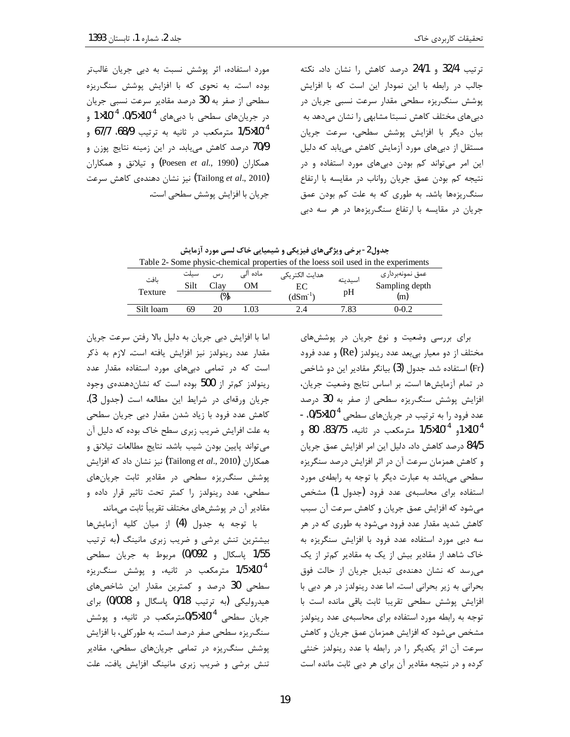ترتیب 32/4 و 24/1 درصد کاهش را نشان داد. نکته جالب در رابطه با این نمودار این است که با افزایش پوشش سنگ‌ریزه سطحی مقدار سرعت نسبی جریان در دبی‌های مختلف کاهش نسبتا مشابهی را نشان می‌دهد به بیان دیگر با افزایش پوشش سطحی، سرعت جریان مستقل از دبی‌های مورد آزمایش کاهش می‌یابد که دلیل این امر می‌تواند کم بودن دبی‌های مورد استفاده و در نتیجه کم بودن عمق جریان رواناب در مقایسه با ارتفاع سنگ‌ریزه‌ها باشد. به طوری که به علت کم بودن عمق جریان در مقایسه با ارتفاع سنگ‌ریزه‌ها در هر سه دبی مورد استفاده، اثر پوشش نسبت به دبی جریان غالب‌تر بوده است. به نحوی که با افزایش پوشش سنگ‌ریزه سطحی از صفر به 30 درصد مقادیر سرعت نسبی جریان در جریان‌های سطحی با دبی‌های $0/5\times10^{-4}$، $1\times10^{-4}$ و $1/5\times10^{-4}$ مترمکعب در ثانیه به ترتیب 68/9، 67/7 و 70/9 درصد کاهش می‌یابد. در این زمینه نتایج پوزن و همکاران (Poesen *et al*., 1990) و تیلانق و همکاران (Tailong *et al*., 2010) نیز نشان دهنده‌ی کاهش سرعت جریان با افزایش پوشش سطحی است.

جدول2 - برخی ویژگی‌های فیزیکی و شیمیایی خاک لسی مورد آزمایش

Table 2- Some physic-chemical properties of the loess soil used in the experiments

| بافت Texture | سیلت Silt | رس Clay | ماده آلی OM | هدایت الکتریکی EC ($dSm^{-1}$) | اسیدیته pH | عمق نمونه‌برداری Sampling depth (m) |
|---|---|---|---|---|---|---|
| | (%) | | | | | |
| Silt loam | 69 | 20 | 1.03 | 2.4 | 7.83 | 0-0.2 |

برای بررسی وضعیت و نوع جریان در پوشش‌های مختلف از دو معیار بی‌بعد عدد رینولدز (Re) و عدد فرود (Fr) استفاده شد. جدول (3) بیانگر مقادیر این دو شاخص در تمام آزمایش‌ها است. بر اساس نتایج وضعیت جریان، افزایش پوشش سنگ‌ریزه سطحی از صفر به 30 درصد عدد فرود را به ترتیب در جریان‌های سطحی $0/5\times10^{-4}$، $1\times10^{-4}$ و $1/5\times10^{-4}$ مترمکعب در ثانیه، 83/75، 80 و 84/5 درصد کاهش داد. دلیل این امر افزایش عمق جریان و کاهش همزمان سرعت آن در اثر افزایش درصد سنگریزه سطحی می‌باشد به عبارت دیگر با توجه به رابطه‌ی مورد استفاده برای محاسبه‌ی عدد فرود (جدول 1) مشخص می‌شود که افزایش عمق جریان و کاهش سرعت آن سبب کاهش شدید مقدار عدد فرود می‌شود به طوری که در هر سه دبی مورد استفاده عدد فرود با افزایش سنگریزه به خاک شاهد از مقادیر بیش از یک به مقادیر کم‌تر از یک می‌رسد که نشان دهنده‌ی تبدیل جریان از حالت فوق بحرانی به زیر بحرانی است. اما عدد رینولدز در هر دبی با افزایش پوشش سطحی تقریبا ثابت باقی مانده است با توجه به رابطه مورد استفاده برای محاسبه‌ی عدد رینولدز مشخص می‌شود که افزایش همزمان عمق جریان و کاهش سرعت آن اثر یکدیگر را در رابطه با عدد رینولدز خنثی کرده و در نتیجه مقادیر آن برای هر دبی ثابت مانده است اما با افزایش دبی جریان به دلیل بالا رفتن سرعت جریان مقدار عدد رینولدز نیز افزایش یافته است. لازم به ذکر است که در تمامی دبی‌های مورد استفاده مقدار عدد رینولدز کم‌تر از 500 بوده است که نشان‌دهنده‌ی وجود جریان ورقه‌ای در شرایط این مطالعه است (جدول 3). کاهش عدد فرود با زیاد شدن مقدار دبی جریان سطحی به علت افزایش ضریب زبری سطح خاک بوده که دلیل آن می‌تواند پایین بودن شیب باشد. نتایج مطالعات تیلانق و همکاران (Tailong *et al*., 2010) نیز نشان داد که افزایش پوشش سنگ‌ریزه سطحی در مقادیر ثابت جریان‌های سطحی، عدد رینولدز را کمتر تحت تاثیر قرار داده و مقادیر آن در پوشش‌های مختلف تقریباً ثابت می‌ماند.

با توجه به جدول (4) از میان کلیه آزمایش‌ها بیشترین تنش برشی و ضریب زبری مانینگ (به ترتیب 1/55 پاسکال و 0/092) مربوط به جریان سطحی $1/5\times10^{-4}$ مترمکعب در ثانیه، و پوشش سنگ‌ریزه سطحی 30 درصد و کمترین مقدار این شاخص‌های هیدرولیکی (به ترتیب 0/18 پاسگال و 0/008) برای جریان سطحی $0/5\times10^{-4}$مترمکعب در ثانیه، و پوشش سنگ‌ریزه سطحی صفر درصد است. به طورکلی، با افزایش پوشش سنگ‌ریزه در تمامی جریان‌های سطحی، مقادیر تنش برشی و ضریب زبری مانینگ افزایش یافت. علت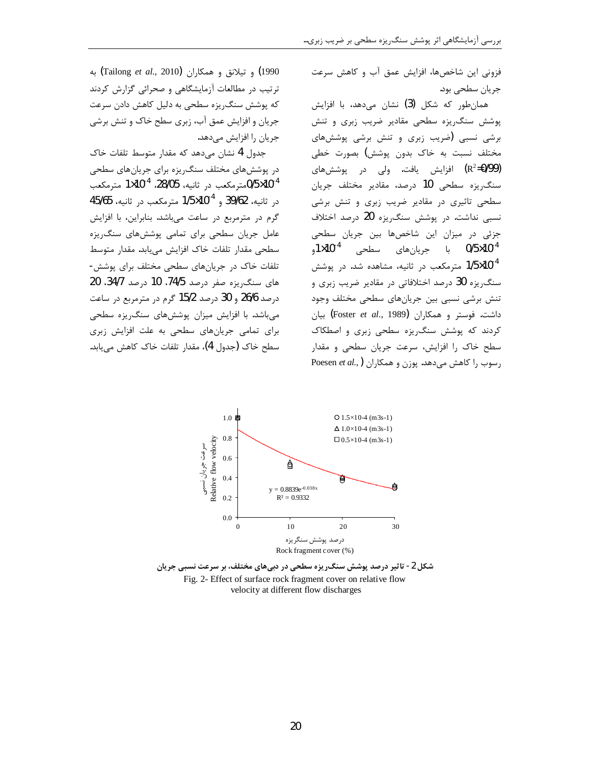فزونی این شاخص‌ها، افزایش عمق آب و کاهش سرعت جریان سطحی بود.

همان‌طور که شکل (3) نشان می‌دهد، با افزایش پوشش سنگ‌ریزه سطحی مقادیر ضریب زبری و تنش برشی نسبی (ضریب زبری و تنش برشی پوشش‌های مختلف نسبت به خاک بدون پوشش) بصورت خطی ($R^2$=0/99) افزایش یافت. ولی در پوشش‌های سنگ‌ریزه سطحی 10 درصد، مقادیر مختلف جریان سطحی تاثیری در مقادیر ضریب زبری و تنش برشی نسبی نداشت. در پوشش سنگ‌ریزه 20 درصد اختلاف جزئی در میزان این شاخص‌ها بین جریان سطحی $0/5\times10^{-4}$ با جریان‌های سطحی $1\times10^{-4}$و $1/5\times10^{-4}$ مترمکعب در ثانیه، مشاهده شد. در پوشش سنگ‌ریزه 30 درصد اختلافاتی در مقادیر ضریب زبری و تنش برشی نسبی بین جریان‌های سطحی مختلف وجود داشت. فوستر و همکاران (Foster *et al*., 1989) بیان کردند که پوشش سنگ‌ریزه سطحی زبری و اصطکاک سطح خاک را افزایش، سرعت جریان سطحی و مقدار رسوب را کاهش می‌دهد. پوزن و همکاران (Poesen *et al*., 1990) و تیلانق و همکاران (Tailong *et al*., 2010) به ترتیب در مطالعات آزمایشگاهی و صحرائی گزارش کردند که پوشش سنگ‌ریزه سطحی به دلیل کاهش دادن سرعت جریان و افزایش عمق آب، زبری سطح خاک و تنش برشی جریان را افزایش می‌دهد.

جدول 4 نشان می‌دهد که مقدار متوسط تلفات خاک در پوشش‌های مختلف سنگ‌ریزه برای جریان‌های سطحی $0/5\times10^{-4}$مترمکعب در ثانیه، 28/05، $1\times10^{-4}$ مترمکعب در ثانیه، 39/62 و $1/5\times10^{-4}$ مترمکعب در ثانیه، 45/65 گرم در مترمربع در ساعت می‌باشد. بنابراین، با افزایش عامل جریان سطحی برای تمامی پوشش‌های سنگ‌ریزه سطحی مقدار تلفات خاک افزایش می‌یابد. مقدار متوسط تلفات خاک در جریان‌های سطحی مختلف برای پوشش‌های سنگ‌ریزه صفر درصد 74/5، 10 درصد 34/7، 20 درصد 26/6 و 30 درصد 15/2 گرم در مترمربع در ساعت می‌باشد. با افزایش میزان پوشش‌های سنگ‌ریزه سطحی برای تمامی جریان‌های سطحی به علت افزایش زبری سطح خاک (جدول 4)، مقدار تلفات خاک کاهش می‌یابد.

شکل 2- تاثیر درصد پوشش سنگ‌ریزه سطحی در دبی‌های مختلف، بر سرعت نسبی جریان

Fig. 2- Effect of surface rock fragment cover on relative flow velocity at different flow discharges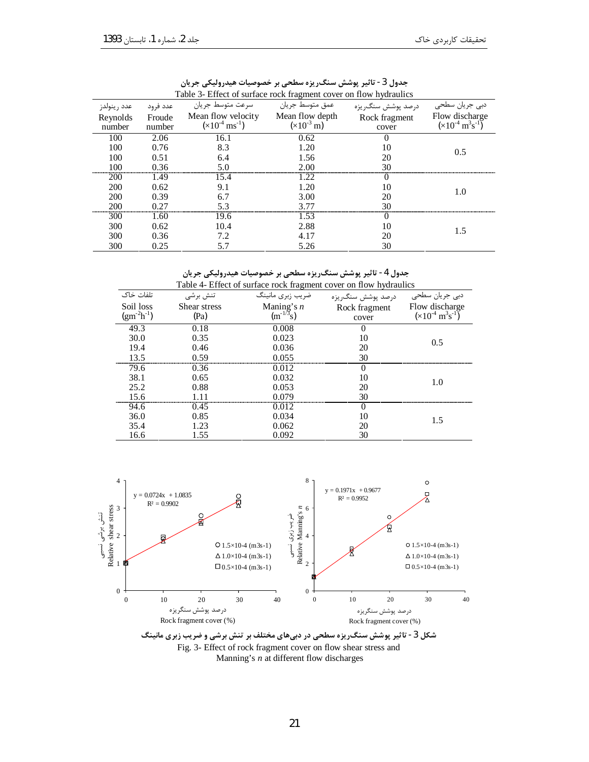**جدول 3 - تاثیر پوشش سنگ‌ریزه سطحی بر خصوصیات هیدرولیکی جریان**

Table 3- Effect of surface rock fragment cover on flow hydraulics

| عدد رینولدز Reynolds number | عدد فرود Froude number | سرعت متوسط جریان Mean flow velocity ($\times10^{-4}$ ms$^{-1}$) | عمق متوسط جریان Mean flow depth ($\times10^{-3}$ m) | درصد پوشش سنگ‌ریزه Rock fragment cover | دبی جریان سطحی Flow discharge ($\times10^{-4}$ m$^3$s$^{-1}$) |
|---|---|---|---|---|---|
| 100 | 2.06 | 16.1 | 0.62 | 0 | 0.5 |
| 100 | 0.76 | 8.3 | 1.20 | 10 | |
| 100 | 0.51 | 6.4 | 1.56 | 20 | |
| 100 | 0.36 | 5.0 | 2.00 | 30 | |
| 200 | 1.49 | 15.4 | 1.22 | 0 | 1.0 |
| 200 | 0.62 | 9.1 | 1.20 | 10 | |
| 200 | 0.39 | 6.7 | 3.00 | 20 | |
| 200 | 0.27 | 5.3 | 3.77 | 30 | |
| 300 | 1.60 | 19.6 | 1.53 | 0 | 1.5 |
| 300 | 0.62 | 10.4 | 2.88 | 10 | |
| 300 | 0.36 | 7.2 | 4.17 | 20 | |
| 300 | 0.25 | 5.7 | 5.26 | 30 | |

**جدول 4 - تاثیر پوشش سنگ‌ریزه سطحی بر خصوصیات هیدرولیکی جریان**

Table 4- Effect of surface rock fragment cover on flow hydraulics

| تلفات خاک Soil loss (gm$^{-2}$h$^{-1}$) | تنش برشی Shear stress (Pa) | ضریب زبری مانینگ Maning's $n$ (m$^{-1/3}$s) | درصد پوشش سنگ‌ریزه Rock fragment cover | دبی جریان سطحی Flow discharge ($\times10^{-4}$ m$^3$s$^{-1}$) |
|---|---|---|---|---|
| 49.3 | 0.18 | 0.008 | 0 | 0.5 |
| 30.0 | 0.35 | 0.023 | 10 | |
| 19.4 | 0.46 | 0.036 | 20 | |
| 13.5 | 0.59 | 0.055 | 30 | |
| 79.6 | 0.36 | 0.012 | 0 | 1.0 |
| 38.1 | 0.65 | 0.032 | 10 | |
| 25.2 | 0.88 | 0.053 | 20 | |
| 15.6 | 1.11 | 0.079 | 30 | |
| 94.6 | 0.45 | 0.012 | 0 | 1.5 |
| 36.0 | 0.85 | 0.034 | 10 | |
| 35.4 | 1.23 | 0.062 | 20 | |
| 16.6 | 1.55 | 0.092 | 30 | |

**شکل 3 - تاثیر پوشش سنگ‌ریزه سطحی در دبی‌های مختلف بر تنش برشی و ضریب زبری مانینگ**

Fig. 3- Effect of rock fragment cover on flow shear stress and Manning's $n$ at different flow discharges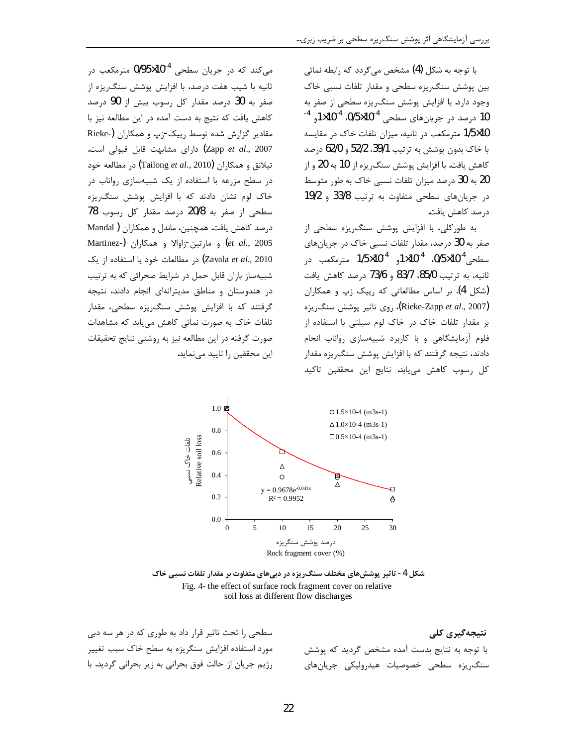با توجه به شکل (4) مشخص می‌گردد که رابطه نمائی بین پوشش سنگریزه سطحی و مقدار تلفات نسبی خاک وجود دارد. با افزایش پوشش سنگریزه سطحی از صفر به 10 درصد در جریان‌های سطحی $0/5\times10^{-4}$، $1\times10^{-4}$ و $1/5\times10^{-4}$ مترمکعب در ثانیه، میزان تلفات خاک در مقایسه با خاک بدون پوشش به ترتیب 39/1، 52/2 و 62/0 درصد کاهش یافت. با افزایش پوشش سنگریزه از 10 به 20 و از 20 به 30 درصد میزان تلفات نسبی خاک به طور متوسط در جریان‌های سطحی متفاوت به ترتیب 33/8 و 19/2 درصد کاهش یافت.

به طورکلی، با افزایش پوشش سنگریزه سطحی از صفر به 30 درصد، مقدار تلفات نسبی خاک در جریان‌های سطحی $0/5\times10^{-4}$، $1\times10^{-4}$ و $1/5\times10^{-4}$ مترمکعب در ثانیه، به ترتیب 85/0، 83/7 و 73/6 درصد کاهش یافت (شکل 4). بر اساس مطالعاتی که ریبک زپ و همکاران (Rieke-Zapp *et al*., 2007)، روی تاثیر پوشش سنگریزه بر مقدار تلفات خاک در خاک لوم سیلتی با استفاده از فلوم آزمایشگاهی و با کاربرد شبیه‌سازی رواناب انجام دادند، نتیجه گرفتند که با افزایش پوشش سنگریزه مقدار کل رسوب کاهش می‌یابد. نتایج این محققین تاکید می‌کند که در جریان سطحی $0/95\times10^{-4}$ مترمکعب در ثانیه با شیب هفت درصد، با افزایش پوشش سنگریزه از صفر به 30 درصد مقدار کل رسوب بیش از 90 درصد کاهش یافت که نتیج به دست آمده در این مطالعه نیز با مقادیر گزارش شده توسط ریبک-زپ و همکاران (Rieke-Zapp *et al*., 2007) دارای مشابهت قابل قبولی است. تیلانق و همکاران (Tailong *et al*., 2010) در مطالعه خود در سطح مزرعه با استفاده از یک شبیه‌سازی رواناب در خاک لوم نشان دادند که با افزایش پوشش سنگریزه سطحی از صفر به 20/8 درصد مقدار کل رسوب 78 درصد کاهش یافت. همچنین، ماندل و همکاران (Mandal *et al*., 2005) و مارتین-زاوالا و همکاران (Martinez-Zavala *et al*., 2010) در مطالعات خود با استفاده از یک شبیه‌ساز باران قابل حمل در شرایط صحرائی که به ترتیب در هندوستان و مناطق مدیترانه‌ای انجام دادند، نتیجه گرفتند که با افزایش پوشش سنگریزه سطحی، مقدار تلفات خاک به صورت نمائی کاهش می‌یابد که مشاهدات صورت گرفته در این مطالعه نیز به روشنی نتایج تحقیقات این محققین را تایید می‌نماید.

شکل 4 - تاثیر پوشش‌های مختلف سنگریزه در دبی‌های متفاوت بر مقدار تلفات نسبی خاک

Fig. 4- the effect of surface rock fragment cover on relative soil loss at different flow discharges

## نتیجه‌گیری کلی

با توجه به نتایج بدست آمده مشخص گردید که پوشش سنگریزه سطحی خصوصیات هیدرولیکی جریان‌های سطحی را تحت تاثیر قرار داد به طوری که در هر سه دبی مورد استفاده افزایش سنگریزه به سطح خاک سبب تغییر رژیم جریان از حالت فوق بحرانی به زیر بحرانی گردید. با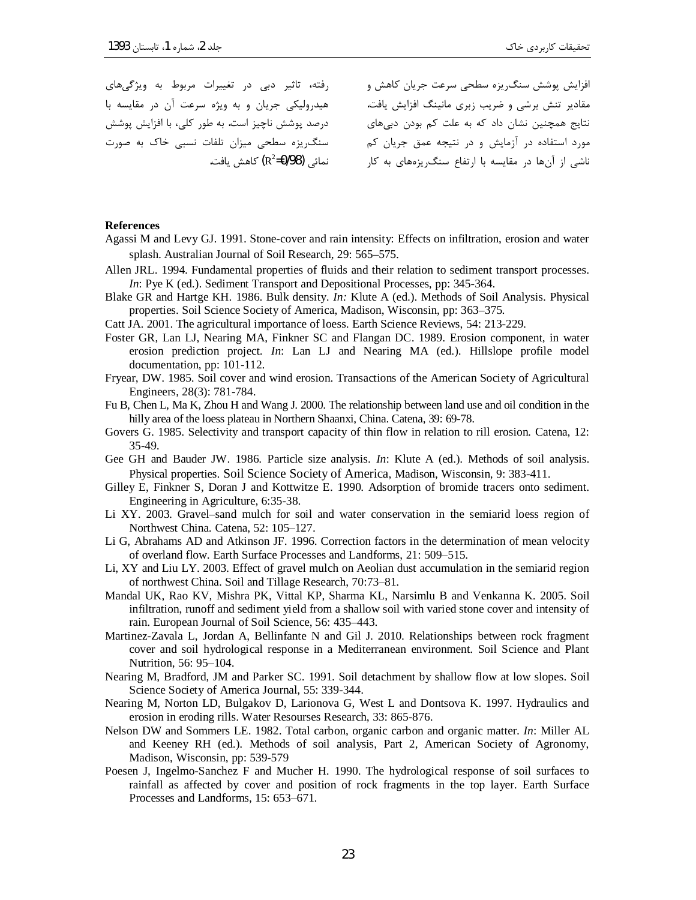افزایش پوشش سنگ‌ریزه سطحی سرعت جریان کاهش و مقادیر تنش برشی و ضریب زبری مانینگ افزایش یافت. نتایج همچنین نشان داد که به علت کم بودن دبی‌های مورد استفاده در آزمایش و در نتیجه عمق جریان کم ناشی از آن‌ها در مقایسه با ارتفاع سنگ‌ریزه‌های به کار رفته، تاثیر دبی در تغییرات مربوط به ویژگی‌های هیدرولیکی جریان و به ویژه سرعت آن در مقایسه با درصد پوشش ناچیز است. به طور کلی، با افزایش پوشش سنگ‌ریزه سطحی میزان تلفات نسبی خاک به صورت نمائی ($R^2$=0/98) کاهش یافت.

**References**

Agassi M and Levy GJ. 1991. Stone-cover and rain intensity: Effects on infiltration, erosion and water splash. Australian Journal of Soil Research, 29: 565–575.

Allen JRL. 1994. Fundamental properties of fluids and their relation to sediment transport processes. *In*: Pye K (ed.). Sediment Transport and Depositional Processes, pp: 345-364.

Blake GR and Hartge KH. 1986. Bulk density. *In:* Klute A (ed.). Methods of Soil Analysis. Physical properties. Soil Science Society of America, Madison, Wisconsin, pp: 363–375.

Catt JA. 2001. The agricultural importance of loess. Earth Science Reviews, 54: 213-229.

Foster GR, Lan LJ, Nearing MA, Finkner SC and Flangan DC. 1989. Erosion component, in water erosion prediction project. *In*: Lan LJ and Nearing MA (ed.). Hillslope profile model documentation, pp: 101-112.

Fryear, DW. 1985. Soil cover and wind erosion. Transactions of the American Society of Agricultural Engineers, 28(3): 781-784.

Fu B, Chen L, Ma K, Zhou H and Wang J. 2000. The relationship between land use and oil condition in the hilly area of the loess plateau in Northern Shaanxi, China. Catena, 39: 69-78.

Govers G. 1985. Selectivity and transport capacity of thin flow in relation to rill erosion. Catena, 12: 35-49.

Gee GH and Bauder JW. 1986. Particle size analysis. *In*: Klute A (ed.). Methods of soil analysis. Physical properties. Soil Science Society of America, Madison, Wisconsin, 9: 383-411.

Gilley E, Finkner S, Doran J and Kottwitze E. 1990. Adsorption of bromide tracers onto sediment. Engineering in Agriculture, 6:35-38.

Li XY. 2003. Gravel–sand mulch for soil and water conservation in the semiarid loess region of Northwest China. Catena, 52: 105–127.

Li G, Abrahams AD and Atkinson JF. 1996. Correction factors in the determination of mean velocity of overland flow. Earth Surface Processes and Landforms, 21: 509–515.

Li, XY and Liu LY. 2003. Effect of gravel mulch on Aeolian dust accumulation in the semiarid region of northwest China. Soil and Tillage Research, 70:73–81.

Mandal UK, Rao KV, Mishra PK, Vittal KP, Sharma KL, Narsimlu B and Venkanna K. 2005. Soil infiltration, runoff and sediment yield from a shallow soil with varied stone cover and intensity of rain. European Journal of Soil Science, 56: 435–443.

Martinez-Zavala L, Jordan A, Bellinfante N and Gil J. 2010. Relationships between rock fragment cover and soil hydrological response in a Mediterranean environment. Soil Science and Plant Nutrition, 56: 95–104.

Nearing M, Bradford, JM and Parker SC. 1991. Soil detachment by shallow flow at low slopes. Soil Science Society of America Journal, 55: 339-344.

Nearing M, Norton LD, Bulgakov D, Larionova G, West L and Dontsova K. 1997. Hydraulics and erosion in eroding rills. Water Resourses Research, 33: 865-876.

Nelson DW and Sommers LE. 1982. Total carbon, organic carbon and organic matter. *In*: Miller AL and Keeney RH (ed.). Methods of soil analysis, Part 2, American Society of Agronomy, Madison, Wisconsin, pp: 539-579

Poesen J, Ingelmo-Sanchez F and Mucher H. 1990. The hydrological response of soil surfaces to rainfall as affected by cover and position of rock fragments in the top layer. Earth Surface Processes and Landforms, 15: 653–671.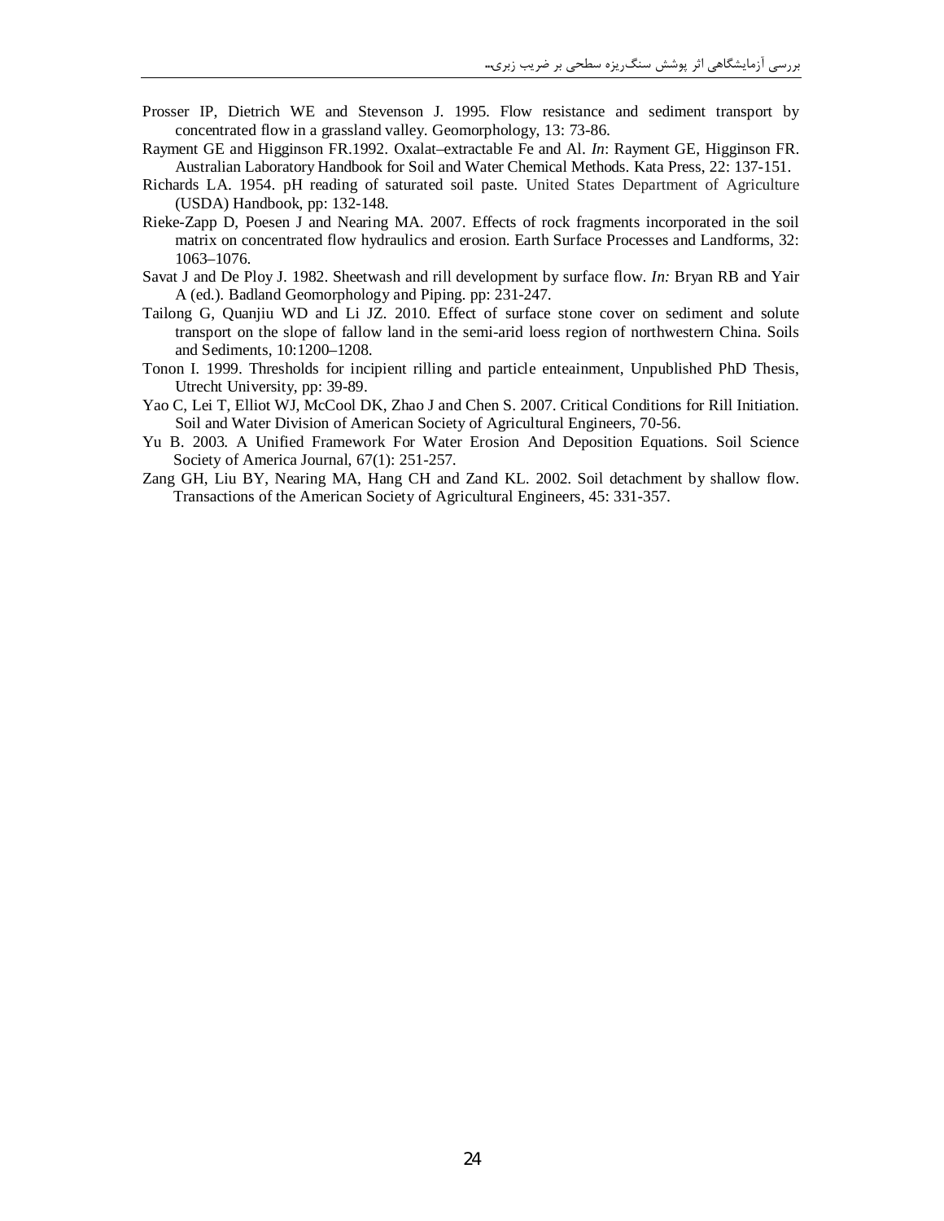Prosser IP, Dietrich WE and Stevenson J. 1995. Flow resistance and sediment transport by concentrated flow in a grassland valley. Geomorphology, 13: 73-86.

Rayment GE and Higginson FR.1992. Oxalat–extractable Fe and Al. *In*: Rayment GE, Higginson FR. Australian Laboratory Handbook for Soil and Water Chemical Methods. Kata Press, 22: 137-151.

Richards LA. 1954. pH reading of saturated soil paste. United States Department of Agriculture (USDA) Handbook, pp: 132-148.

Rieke-Zapp D, Poesen J and Nearing MA. 2007. Effects of rock fragments incorporated in the soil matrix on concentrated flow hydraulics and erosion. Earth Surface Processes and Landforms, 32: 1063–1076.

Savat J and De Ploy J. 1982. Sheetwash and rill development by surface flow. *In:* Bryan RB and Yair A (ed.). Badland Geomorphology and Piping. pp: 231-247.

Tailong G, Quanjiu WD and Li JZ. 2010. Effect of surface stone cover on sediment and solute transport on the slope of fallow land in the semi-arid loess region of northwestern China. Soils and Sediments, 10:1200–1208.

Tonon I. 1999. Thresholds for incipient rilling and particle enteainment, Unpublished PhD Thesis, Utrecht University, pp: 39-89.

Yao C, Lei T, Elliot WJ, McCool DK, Zhao J and Chen S. 2007. Critical Conditions for Rill Initiation. Soil and Water Division of American Society of Agricultural Engineers, 70-56.

Yu B. 2003. A Unified Framework For Water Erosion And Deposition Equations. Soil Science Society of America Journal, 67(1): 251-257.

Zang GH, Liu BY, Nearing MA, Hang CH and Zand KL. 2002. Soil detachment by shallow flow. Transactions of the American Society of Agricultural Engineers, 45: 331-357.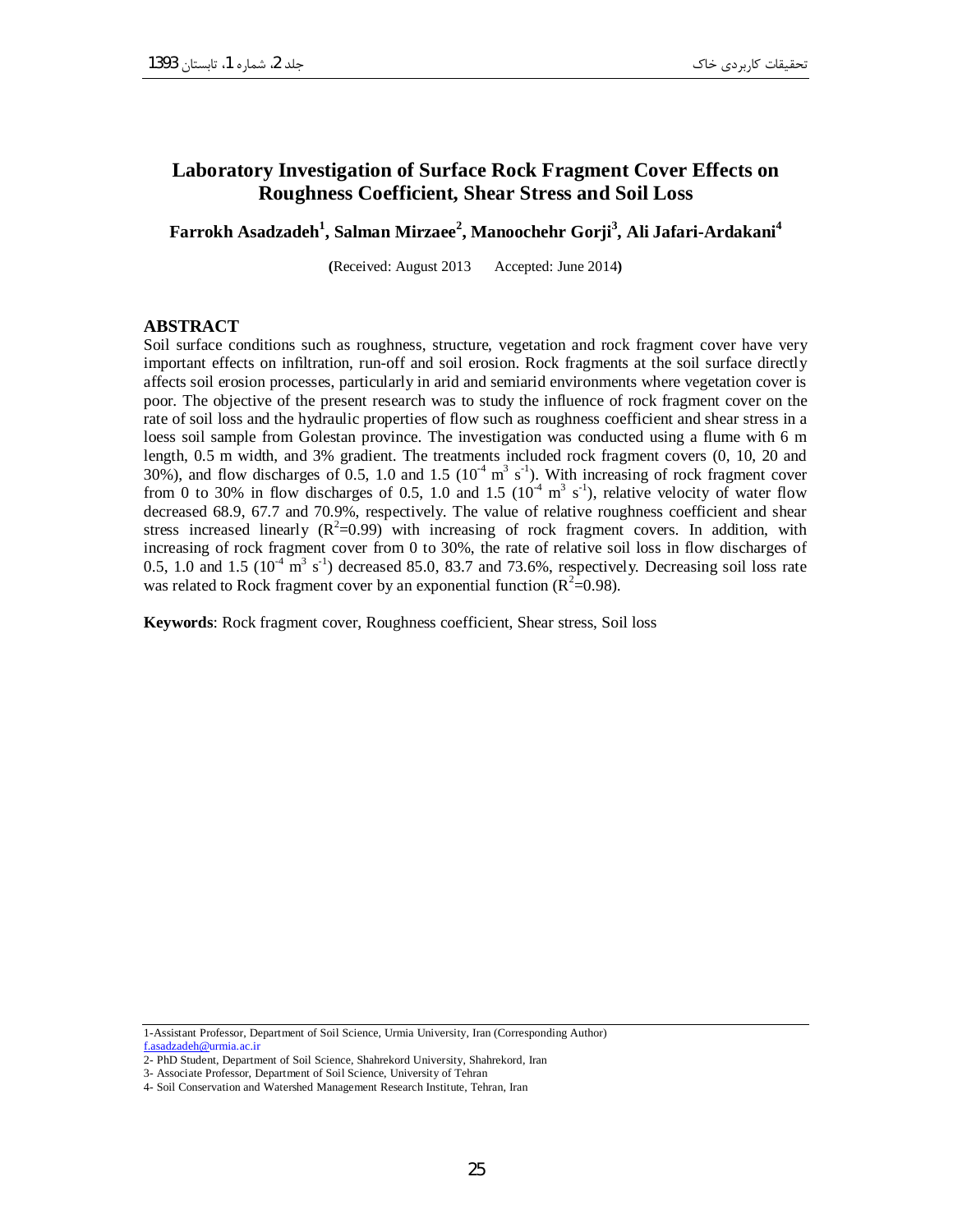# Laboratory Investigation of Surface Rock Fragment Cover Effects on Roughness Coefficient, Shear Stress and Soil Loss

**Farrokh Asadzadeh[1], Salman Mirzaee[2], Manoochehr Gorji[3], Ali Jafari-Ardakani[4]**

**(**Received: August 2013 Accepted: June 2014**)**

## ABSTRACT

Soil surface conditions such as roughness, structure, vegetation and rock fragment cover have very important effects on infiltration, run-off and soil erosion. Rock fragments at the soil surface directly affects soil erosion processes, particularly in arid and semiarid environments where vegetation cover is poor. The objective of the present research was to study the influence of rock fragment cover on the rate of soil loss and the hydraulic properties of flow such as roughness coefficient and shear stress in a loess soil sample from Golestan province. The investigation was conducted using a flume with 6 m length, 0.5 m width, and 3% gradient. The treatments included rock fragment covers (0, 10, 20 and 30%), and flow discharges of 0.5, 1.0 and 1.5 ($10^{-4}$ $m^3$ $s^{-1}$). With increasing of rock fragment cover from 0 to 30% in flow discharges of 0.5, 1.0 and 1.5 ($10^{-4}$ $m^3$ $s^{-1}$), relative velocity of water flow decreased 68.9, 67.7 and 70.9%, respectively. The value of relative roughness coefficient and shear stress increased linearly ($R^2$=0.99) with increasing of rock fragment covers. In addition, with increasing of rock fragment cover from 0 to 30%, the rate of relative soil loss in flow discharges of 0.5, 1.0 and 1.5 ($10^{-4}$ $m^3$ $s^{-1}$) decreased 85.0, 83.7 and 73.6%, respectively. Decreasing soil loss rate was related to Rock fragment cover by an exponential function ($R^2$=0.98).

**Keywords**: Rock fragment cover, Roughness coefficient, Shear stress, Soil loss

---

1-Assistant Professor, Department of Soil Science, Urmia University, Iran (Corresponding Author) f.asadzadeh@urmia.ac.ir

2- PhD Student, Department of Soil Science, Shahrekord University, Shahrekord, Iran

3- Associate Professor, Department of Soil Science, University of Tehran

4- Soil Conservation and Watershed Management Research Institute, Tehran, Iran